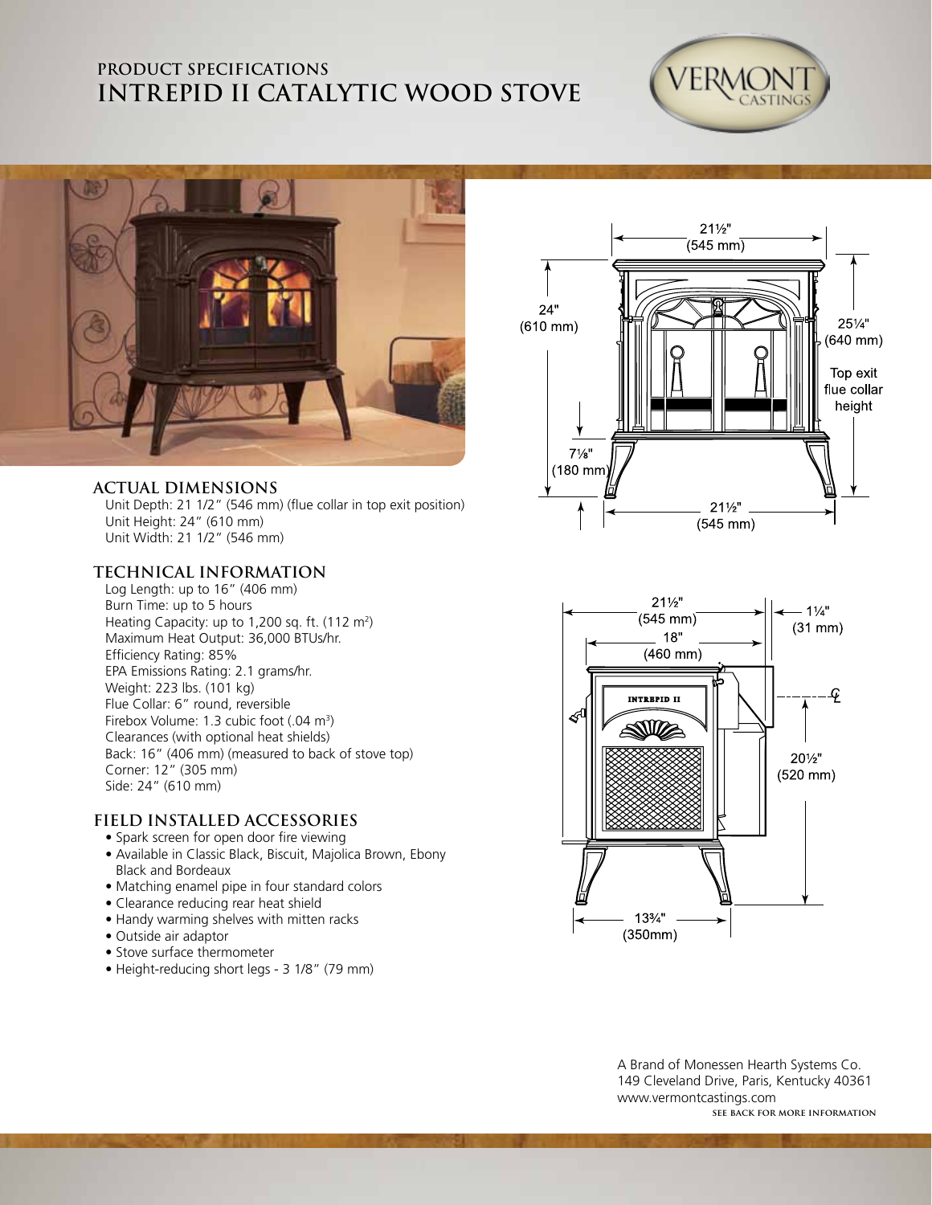## PRODUCT SPECIFICATIONS

# INTREPID II CATALYTIC WOOD STOVE

VERMONT CASTINGS

## ACTUAL DIMENSIONS

Unit Depth: 21 1/2" (546 mm) (flue collar in top exit position)
Unit Height: 24" (610 mm)
Unit Width: 21 1/2" (546 mm)

## TECHNICAL INFORMATION

Log Length: up to 16" (406 mm)
Burn Time: up to 5 hours
Heating Capacity: up to 1,200 sq. ft. (112 $m^2$)
Maximum Heat Output: 36,000 BTUs/hr.
Efficiency Rating: 85%
EPA Emissions Rating: 2.1 grams/hr.
Weight: 223 lbs. (101 kg)
Flue Collar: 6" round, reversible
Firebox Volume: 1.3 cubic foot (.04 $m^3$)
Clearances (with optional heat shields)
Back: 16" (406 mm) (measured to back of stove top)
Corner: 12" (305 mm)
Side: 24" (610 mm)

## FIELD INSTALLED ACCESSORIES

- Spark screen for open door fire viewing
- Available in Classic Black, Biscuit, Majolica Brown, Ebony Black and Bordeaux
- Matching enamel pipe in four standard colors
- Clearance reducing rear heat shield
- Handy warming shelves with mitten racks
- Outside air adaptor
- Stove surface thermometer
- Height-reducing short legs - 3 1/8" (79 mm)

21½" (545 mm)
24" (610 mm)
25¼" (640 mm)
Top exit flue collar height
7⅛" (180 mm)
21½" (545 mm)

21½" (545 mm)
18" (460 mm)
1¼" (31 mm)
INTREPID II
20½" (520 mm)
13¾" (350mm)

A Brand of Monessen Hearth Systems Co.
149 Cleveland Drive, Paris, Kentucky 40361
www.vermontcastings.com

SEE BACK FOR MORE INFORMATION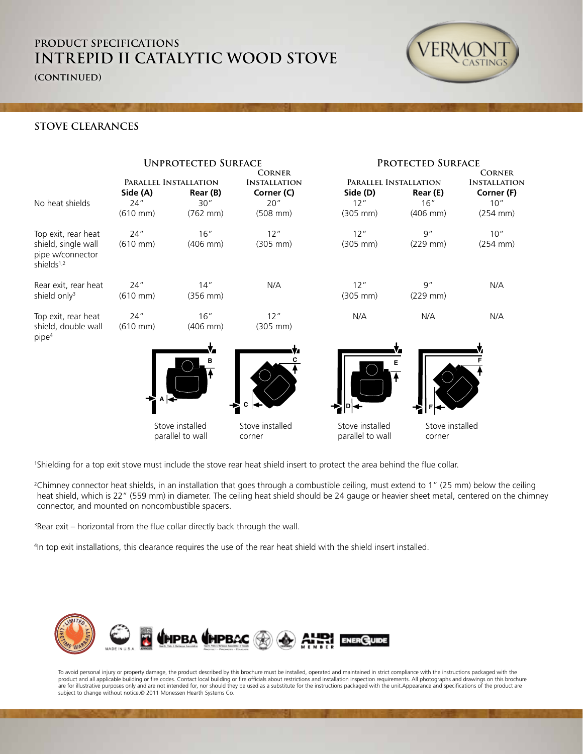PRODUCT SPECIFICATIONS

# INTREPID II CATALYTIC WOOD STOVE

**(CONTINUED)**

## STOVE CLEARANCES

| | Unprotected Surface | | | Protected Surface | | |
|---|---|---|---|---|---|---|
| | Parallel Installation | | Corner Installation | Parallel Installation | | Corner Installation |
| | **Side (A)** | **Rear (B)** | **Corner (C)** | **Side (D)** | **Rear (E)** | **Corner (F)** |
| No heat shields | 24″ (610 mm) | 30″ (762 mm) | 20″ (508 mm) | 12″ (305 mm) | 16″ (406 mm) | 10″ (254 mm) |
| Top exit, rear heat shield, single wall pipe w/connector shields[1,2] | 24″ (610 mm) | 16″ (406 mm) | 12″ (305 mm) | 12″ (305 mm) | 9″ (229 mm) | 10″ (254 mm) |
| Rear exit, rear heat shield only[3] | 24″ (610 mm) | 14″ (356 mm) | N/A | 12″ (305 mm) | 9″ (229 mm) | N/A |
| Top exit, rear heat shield, double wall pipe[4] | 24″ (610 mm) | 16″ (406 mm) | 12″ (305 mm) | N/A | N/A | N/A |

Stove installed parallel to wall

Stove installed corner

Stove installed parallel to wall

Stove installed corner

[1]Shielding for a top exit stove must include the stove rear heat shield insert to protect the area behind the flue collar.

[2]Chimney connector heat shields, in an installation that goes through a combustible ceiling, must extend to 1″ (25 mm) below the ceiling heat shield, which is 22″ (559 mm) in diameter. The ceiling heat shield should be 24 gauge or heavier sheet metal, centered on the chimney connector, and mounted on noncombustible spacers.

[3]Rear exit – horizontal from the flue collar directly back through the wall.

[4]In top exit installations, this clearance requires the use of the rear heat shield with the shield insert installed.

To avoid personal injury or property damage, the product described by this brochure must be installed, operated and maintained in strict compliance with the instructions packaged with the product and all applicable building or fire codes. Contact local building or fire officials about restrictions and installation inspection requirements. All photographs and drawings on this brochure are for illustrative purposes only and are not intended for, nor should they be used as a substitute for the instructions packaged with the unit. Appearance and specifications of the product are subject to change without notice.© 2011 Monessen Hearth Systems Co.